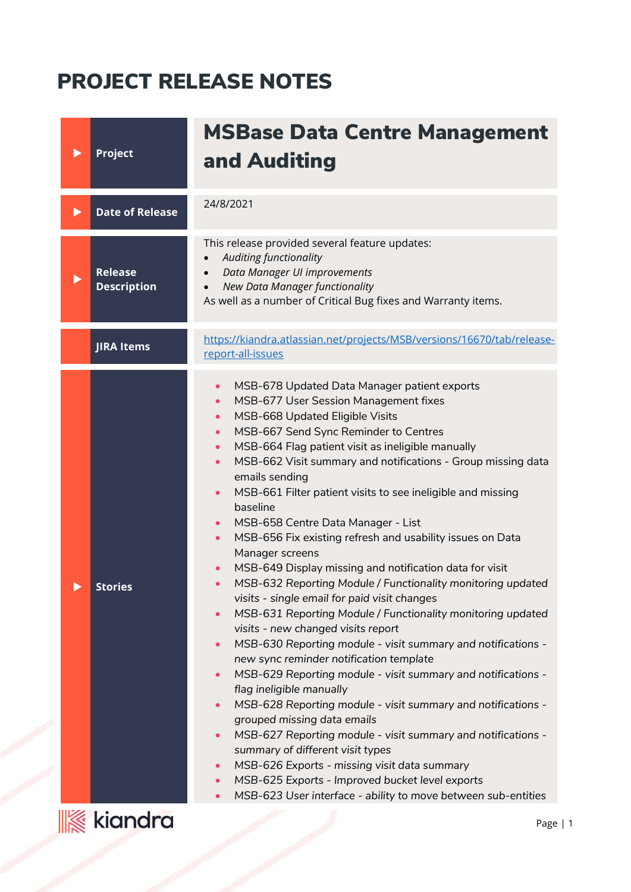# PROJECT RELEASE NOTES

| | |
|---|---|
| **Project** | **MSBase Data Centre Management and Auditing** |
| **Date of Release** | 24/8/2021 |
| **Release Description** | This release provided several feature updates:<br>• *Auditing functionality*<br>• *Data Manager UI improvements*<br>• *New Data Manager functionality*<br>As well as a number of Critical Bug fixes and Warranty items. |
| **JIRA Items** | [https://kiandra.atlassian.net/projects/MSB/versions/16670/tab/release-report-all-issues](https://kiandra.atlassian.net/projects/MSB/versions/16670/tab/release-report-all-issues) |
| **Stories** | • MSB-678 Updated Data Manager patient exports<br>• MSB-677 User Session Management fixes<br>• MSB-668 Updated Eligible Visits<br>• MSB-667 Send Sync Reminder to Centres<br>• MSB-664 Flag patient visit as ineligible manually<br>• MSB-662 Visit summary and notifications - Group missing data emails sending<br>• MSB-661 Filter patient visits to see ineligible and missing baseline<br>• MSB-658 Centre Data Manager - List<br>• MSB-656 Fix existing refresh and usability issues on Data Manager screens<br>• MSB-649 Display missing and notification data for visit<br>• MSB-632 *Reporting Module / Functionality monitoring updated visits - single email for paid visit changes*<br>• MSB-631 *Reporting Module / Functionality monitoring updated visits - new changed visits report*<br>• MSB-630 *Reporting module - visit summary and notifications - new sync reminder notification template*<br>• MSB-629 *Reporting module - visit summary and notifications - flag ineligible manually*<br>• MSB-628 *Reporting module - visit summary and notifications - grouped missing data emails*<br>• MSB-627 *Reporting module - visit summary and notifications - summary of different visit types*<br>• MSB-626 *Exports - missing visit data summary*<br>• MSB-625 *Exports - Improved bucket level exports*<br>• MSB-623 *User interface - ability to move between sub-entities* |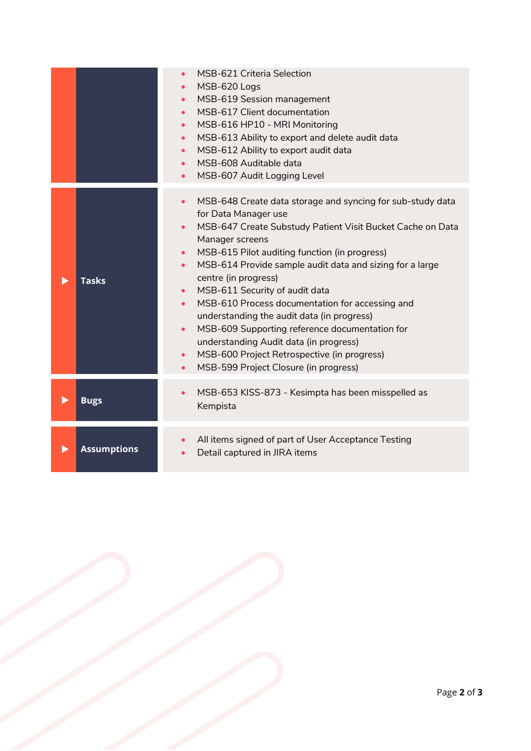| | |
|---|---|
| | <ul><li>MSB-621 Criteria Selection</li><li>MSB-620 Logs</li><li>MSB-619 Session management</li><li>MSB-617 Client documentation</li><li>MSB-616 HP10 - MRI Monitoring</li><li>MSB-613 Ability to export and delete audit data</li><li>MSB-612 Ability to export audit data</li><li>MSB-608 Auditable data</li><li>MSB-607 Audit Logging Level</li></ul> |
| **Tasks** | <ul><li>MSB-648 Create data storage and syncing for sub-study data for Data Manager use</li><li>MSB-647 Create Substudy Patient Visit Bucket Cache on Data Manager screens</li><li>MSB-615 Pilot auditing function (in progress)</li><li>MSB-614 Provide sample audit data and sizing for a large centre (in progress)</li><li>MSB-611 Security of audit data</li><li>MSB-610 Process documentation for accessing and understanding the audit data (in progress)</li><li>MSB-609 Supporting reference documentation for understanding Audit data (in progress)</li><li>MSB-600 Project Retrospective (in progress)</li><li>MSB-599 Project Closure (in progress)</li></ul> |
| **Bugs** | <ul><li>MSB-653 KISS-873 - Kesimpta has been misspelled as Kempista</li></ul> |
| **Assumptions** | <ul><li>All items signed of part of User Acceptance Testing</li><li>Detail captured in JIRA items</li></ul> |